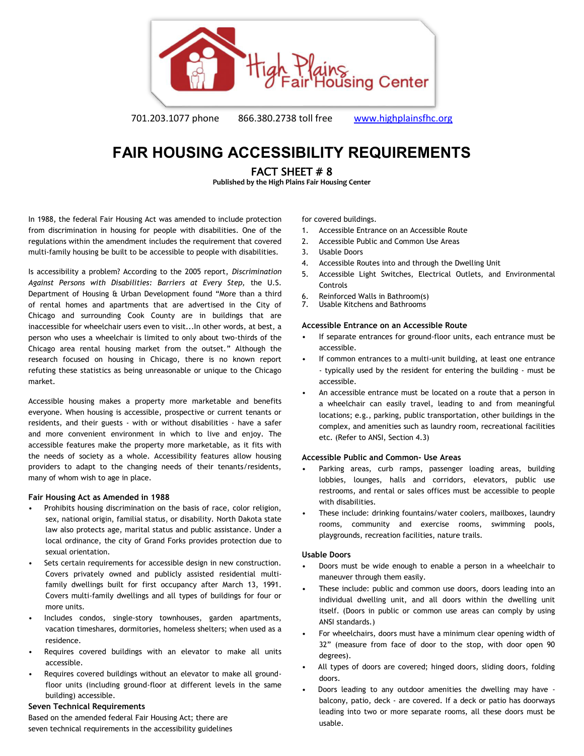High Plains Fair Housing Center

701.203.1077 phone 866.380.2738 toll free www.highplainsfhc.org

# FAIR HOUSING ACCESSIBILITY REQUIREMENTS

## FACT SHEET # 8

**Published by the High Plains Fair Housing Center**

In 1988, the federal Fair Housing Act was amended to include protection from discrimination in housing for people with disabilities. One of the regulations within the amendment includes the requirement that covered multi-family housing be built to be accessible to people with disabilities.

Is accessibility a problem? According to the 2005 report, *Discrimination Against Persons with Disabilities: Barriers at Every Step,* the U.S. Department of Housing & Urban Development found "More than a third of rental homes and apartments that are advertised in the City of Chicago and surrounding Cook County are in buildings that are inaccessible for wheelchair users even to visit...In other words, at best, a person who uses a wheelchair is limited to only about two-thirds of the Chicago area rental housing market from the outset." Although the research focused on housing in Chicago, there is no known report refuting these statistics as being unreasonable or unique to the Chicago market.

Accessible housing makes a property more marketable and benefits everyone. When housing is accessible, prospective or current tenants or residents, and their guests - with or without disabilities - have a safer and more convenient environment in which to live and enjoy. The accessible features make the property more marketable, as it fits with the needs of society as a whole. Accessibility features allow housing providers to adapt to the changing needs of their tenants/residents, many of whom wish to age in place.

### Fair Housing Act as Amended in 1988

- Prohibits housing discrimination on the basis of race, color religion, sex, national origin, familial status, or disability. North Dakota state law also protects age, marital status and public assistance. Under a local ordinance, the city of Grand Forks provides protection due to sexual orientation.
- Sets certain requirements for accessible design in new construction. Covers privately owned and publicly assisted residential multi-family dwellings built for first occupancy after March 13, 1991. Covers multi-family dwellings and all types of buildings for four or more units.
- Includes condos, single-story townhouses, garden apartments, vacation timeshares, dormitories, homeless shelters; when used as a residence.
- Requires covered buildings with an elevator to make all units accessible.
- Requires covered buildings without an elevator to make all ground-floor units (including ground-floor at different levels in the same building) accessible.

### Seven Technical Requirements

Based on the amended federal Fair Housing Act; there are seven technical requirements in the accessibility guidelines for covered buildings.

1. Accessible Entrance on an Accessible Route
2. Accessible Public and Common Use Areas
3. Usable Doors
4. Accessible Routes into and through the Dwelling Unit
5. Accessible Light Switches, Electrical Outlets, and Environmental Controls
6. Reinforced Walls in Bathroom(s)
7. Usable Kitchens and Bathrooms

### Accessible Entrance on an Accessible Route

- If separate entrances for ground-floor units, each entrance must be accessible.
- If common entrances to a multi-unit building, at least one entrance - typically used by the resident for entering the building - must be accessible.
- An accessible entrance must be located on a route that a person in a wheelchair can easily travel, leading to and from meaningful locations; e.g., parking, public transportation, other buildings in the complex, and amenities such as laundry room, recreational facilities etc. (Refer to ANSI, Section 4.3)

### Accessible Public and Common- Use Areas

- Parking areas, curb ramps, passenger loading areas, building lobbies, lounges, halls and corridors, elevators, public use restrooms, and rental or sales offices must be accessible to people with disabilities.
- These include: drinking fountains/water coolers, mailboxes, laundry rooms, community and exercise rooms, swimming pools, playgrounds, recreation facilities, nature trails.

### Usable Doors

- Doors must be wide enough to enable a person in a wheelchair to maneuver through them easily.
- These include: public and common use doors, doors leading into an individual dwelling unit, and all doors within the dwelling unit itself. (Doors in public or common use areas can comply by using ANSI standards.)
- For wheelchairs, doors must have a minimum clear opening width of 32" (measure from face of door to the stop, with door open 90 degrees).
- All types of doors are covered; hinged doors, sliding doors, folding doors.
- Doors leading to any outdoor amenities the dwelling may have - balcony, patio, deck - are covered. If a deck or patio has doorways leading into two or more separate rooms, all these doors must be usable.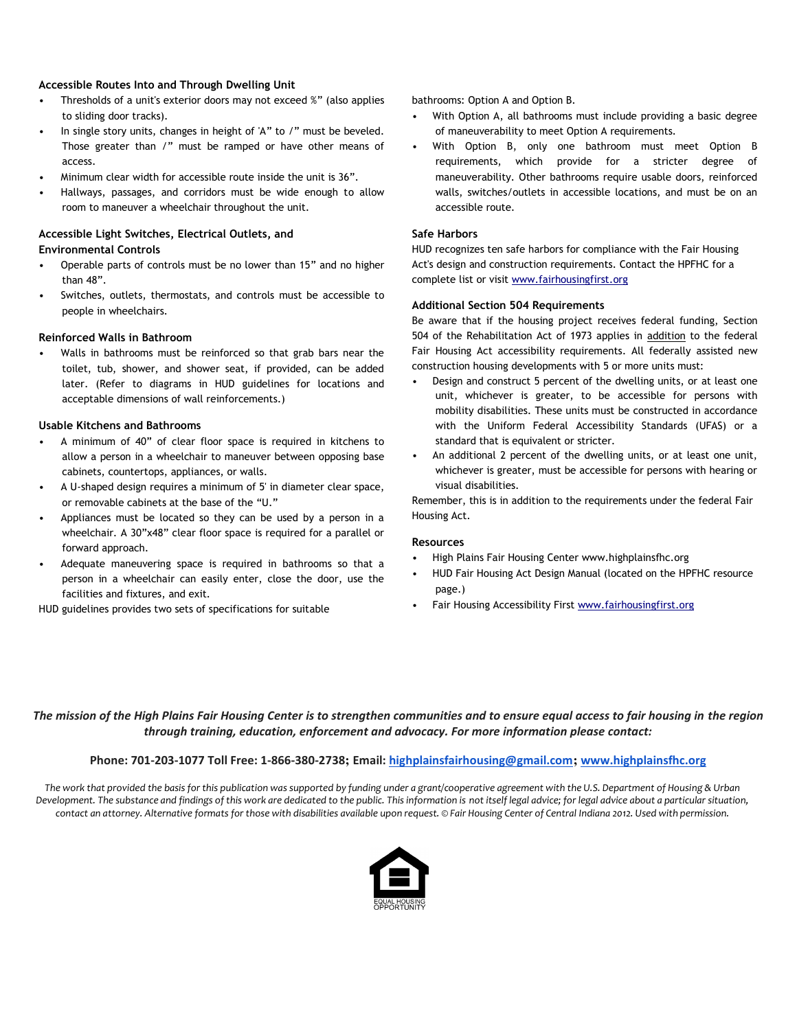### Accessible Routes Into and Through Dwelling Unit

- Thresholds of a unit's exterior doors may not exceed ¾" (also applies to sliding door tracks).
- In single story units, changes in height of 'A" to /" must be beveled. Those greater than /" must be ramped or have other means of access.
- Minimum clear width for accessible route inside the unit is 36".
- Hallways, passages, and corridors must be wide enough to allow room to maneuver a wheelchair throughout the unit.

### Accessible Light Switches, Electrical Outlets, and Environmental Controls

- Operable parts of controls must be no lower than 15" and no higher than 48".
- Switches, outlets, thermostats, and controls must be accessible to people in wheelchairs.

### Reinforced Walls in Bathroom

- Walls in bathrooms must be reinforced so that grab bars near the toilet, tub, shower, and shower seat, if provided, can be added later. (Refer to diagrams in HUD guidelines for locations and acceptable dimensions of wall reinforcements.)

### Usable Kitchens and Bathrooms

- A minimum of 40" of clear floor space is required in kitchens to allow a person in a wheelchair to maneuver between opposing base cabinets, countertops, appliances, or walls.
- A U-shaped design requires a minimum of 5' in diameter clear space, or removable cabinets at the base of the "U."
- Appliances must be located so they can be used by a person in a wheelchair. A 30"x48" clear floor space is required for a parallel or forward approach.
- Adequate maneuvering space is required in bathrooms so that a person in a wheelchair can easily enter, close the door, use the facilities and fixtures, and exit.

HUD guidelines provides two sets of specifications for suitable bathrooms: Option A and Option B.

- With Option A, all bathrooms must include providing a basic degree of maneuverability to meet Option A requirements.
- With Option B, only one bathroom must meet Option B requirements, which provide for a stricter degree of maneuverability. Other bathrooms require usable doors, reinforced walls, switches/outlets in accessible locations, and must be on an accessible route.

### Safe Harbors

HUD recognizes ten safe harbors for compliance with the Fair Housing Act's design and construction requirements. Contact the HPFHC for a complete list or visit www.fairhousingfirst.org

### Additional Section 504 Requirements

Be aware that if the housing project receives federal funding, Section 504 of the Rehabilitation Act of 1973 applies in addition to the federal Fair Housing Act accessibility requirements. All federally assisted new construction housing developments with 5 or more units must:

- Design and construct 5 percent of the dwelling units, or at least one unit, whichever is greater, to be accessible for persons with mobility disabilities. These units must be constructed in accordance with the Uniform Federal Accessibility Standards (UFAS) or a standard that is equivalent or stricter.
- An additional 2 percent of the dwelling units, or at least one unit, whichever is greater, must be accessible for persons with hearing or visual disabilities.

Remember, this is in addition to the requirements under the federal Fair Housing Act.

### Resources

- High Plains Fair Housing Center www.highplainsfhc.org
- HUD Fair Housing Act Design Manual (located on the HPFHC resource page.)
- Fair Housing Accessibility First www.fairhousingfirst.org

***The mission of the High Plains Fair Housing Center is to strengthen communities and to ensure equal access to fair housing in the region through training, education, enforcement and advocacy. For more information please contact:***

**Phone: 701-203-1077 Toll Free: 1-866-380-2738; Email: highplainsfairhousing@gmail.com; www.highplainsfhc.org**

*The work that provided the basis for this publication was supported by funding under a grant/cooperative agreement with the U.S. Department of Housing & Urban Development. The substance and findings of this work are dedicated to the public. This information is not itself legal advice; for legal advice about a particular situation, contact an attorney. Alternative formats for those with disabilities available upon request. © Fair Housing Center of Central Indiana 2012. Used with permission.*

EQUAL HOUSING OPPORTUNITY